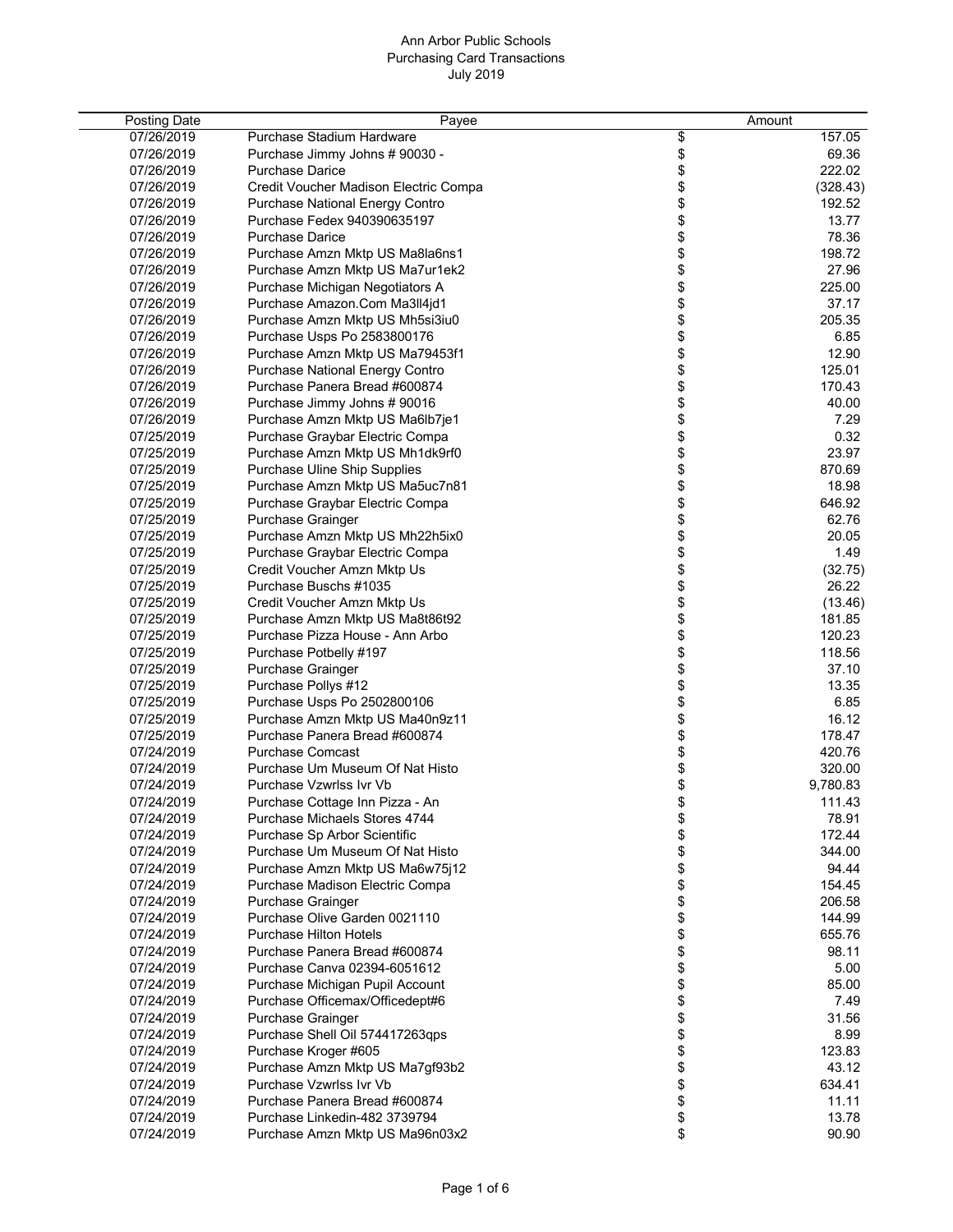# Ann Arbor Public Schools
## Purchasing Card Transactions
### July 2019

| Posting Date | Payee | | Amount |
|---|---|---|---|
| 07/26/2019 | Purchase Stadium Hardware | $ | 157.05 |
| 07/26/2019 | Purchase Jimmy Johns # 90030 - | $ | 69.36 |
| 07/26/2019 | Purchase Darice | $ | 222.02 |
| 07/26/2019 | Credit Voucher Madison Electric Compa | $ | (328.43) |
| 07/26/2019 | Purchase National Energy Contro | $ | 192.52 |
| 07/26/2019 | Purchase Fedex 940390635197 | $ | 13.77 |
| 07/26/2019 | Purchase Darice | $ | 78.36 |
| 07/26/2019 | Purchase Amzn Mktp US Ma8la6ns1 | $ | 198.72 |
| 07/26/2019 | Purchase Amzn Mktp US Ma7ur1ek2 | $ | 27.96 |
| 07/26/2019 | Purchase Michigan Negotiators A | $ | 225.00 |
| 07/26/2019 | Purchase Amazon.Com Ma3ll4jd1 | $ | 37.17 |
| 07/26/2019 | Purchase Amzn Mktp US Mh5si3iu0 | $ | 205.35 |
| 07/26/2019 | Purchase Usps Po 2583800176 | $ | 6.85 |
| 07/26/2019 | Purchase Amzn Mktp US Ma79453f1 | $ | 12.90 |
| 07/26/2019 | Purchase National Energy Contro | $ | 125.01 |
| 07/26/2019 | Purchase Panera Bread #600874 | $ | 170.43 |
| 07/26/2019 | Purchase Jimmy Johns # 90016 | $ | 40.00 |
| 07/26/2019 | Purchase Amzn Mktp US Ma6lb7je1 | $ | 7.29 |
| 07/25/2019 | Purchase Graybar Electric Compa | $ | 0.32 |
| 07/25/2019 | Purchase Amzn Mktp US Mh1dk9rf0 | $ | 23.97 |
| 07/25/2019 | Purchase Uline Ship Supplies | $ | 870.69 |
| 07/25/2019 | Purchase Amzn Mktp US Ma5uc7n81 | $ | 18.98 |
| 07/25/2019 | Purchase Graybar Electric Compa | $ | 646.92 |
| 07/25/2019 | Purchase Grainger | $ | 62.76 |
| 07/25/2019 | Purchase Amzn Mktp US Mh22h5ix0 | $ | 20.05 |
| 07/25/2019 | Purchase Graybar Electric Compa | $ | 1.49 |
| 07/25/2019 | Credit Voucher Amzn Mktp Us | $ | (32.75) |
| 07/25/2019 | Purchase Buschs #1035 | $ | 26.22 |
| 07/25/2019 | Credit Voucher Amzn Mktp Us | $ | (13.46) |
| 07/25/2019 | Purchase Amzn Mktp US Ma8t86t92 | $ | 181.85 |
| 07/25/2019 | Purchase Pizza House - Ann Arbo | $ | 120.23 |
| 07/25/2019 | Purchase Potbelly #197 | $ | 118.56 |
| 07/25/2019 | Purchase Grainger | $ | 37.10 |
| 07/25/2019 | Purchase Pollys #12 | $ | 13.35 |
| 07/25/2019 | Purchase Usps Po 2502800106 | $ | 6.85 |
| 07/25/2019 | Purchase Amzn Mktp US Ma40n9z11 | $ | 16.12 |
| 07/25/2019 | Purchase Panera Bread #600874 | $ | 178.47 |
| 07/24/2019 | Purchase Comcast | $ | 420.76 |
| 07/24/2019 | Purchase Um Museum Of Nat Histo | $ | 320.00 |
| 07/24/2019 | Purchase Vzwrlss Ivr Vb | $ | 9,780.83 |
| 07/24/2019 | Purchase Cottage Inn Pizza - An | $ | 111.43 |
| 07/24/2019 | Purchase Michaels Stores 4744 | $ | 78.91 |
| 07/24/2019 | Purchase Sp Arbor Scientific | $ | 172.44 |
| 07/24/2019 | Purchase Um Museum Of Nat Histo | $ | 344.00 |
| 07/24/2019 | Purchase Amzn Mktp US Ma6w75j12 | $ | 94.44 |
| 07/24/2019 | Purchase Madison Electric Compa | $ | 154.45 |
| 07/24/2019 | Purchase Grainger | $ | 206.58 |
| 07/24/2019 | Purchase Olive Garden 0021110 | $ | 144.99 |
| 07/24/2019 | Purchase Hilton Hotels | $ | 655.76 |
| 07/24/2019 | Purchase Panera Bread #600874 | $ | 98.11 |
| 07/24/2019 | Purchase Canva 02394-6051612 | $ | 5.00 |
| 07/24/2019 | Purchase Michigan Pupil Account | $ | 85.00 |
| 07/24/2019 | Purchase Officemax/Officedept#6 | $ | 7.49 |
| 07/24/2019 | Purchase Grainger | $ | 31.56 |
| 07/24/2019 | Purchase Shell Oil 574417263qps | $ | 8.99 |
| 07/24/2019 | Purchase Kroger #605 | $ | 123.83 |
| 07/24/2019 | Purchase Amzn Mktp US Ma7gf93b2 | $ | 43.12 |
| 07/24/2019 | Purchase Vzwrlss Ivr Vb | $ | 634.41 |
| 07/24/2019 | Purchase Panera Bread #600874 | $ | 11.11 |
| 07/24/2019 | Purchase Linkedin-482 3739794 | $ | 13.78 |
| 07/24/2019 | Purchase Amzn Mktp US Ma96n03x2 | $ | 90.90 |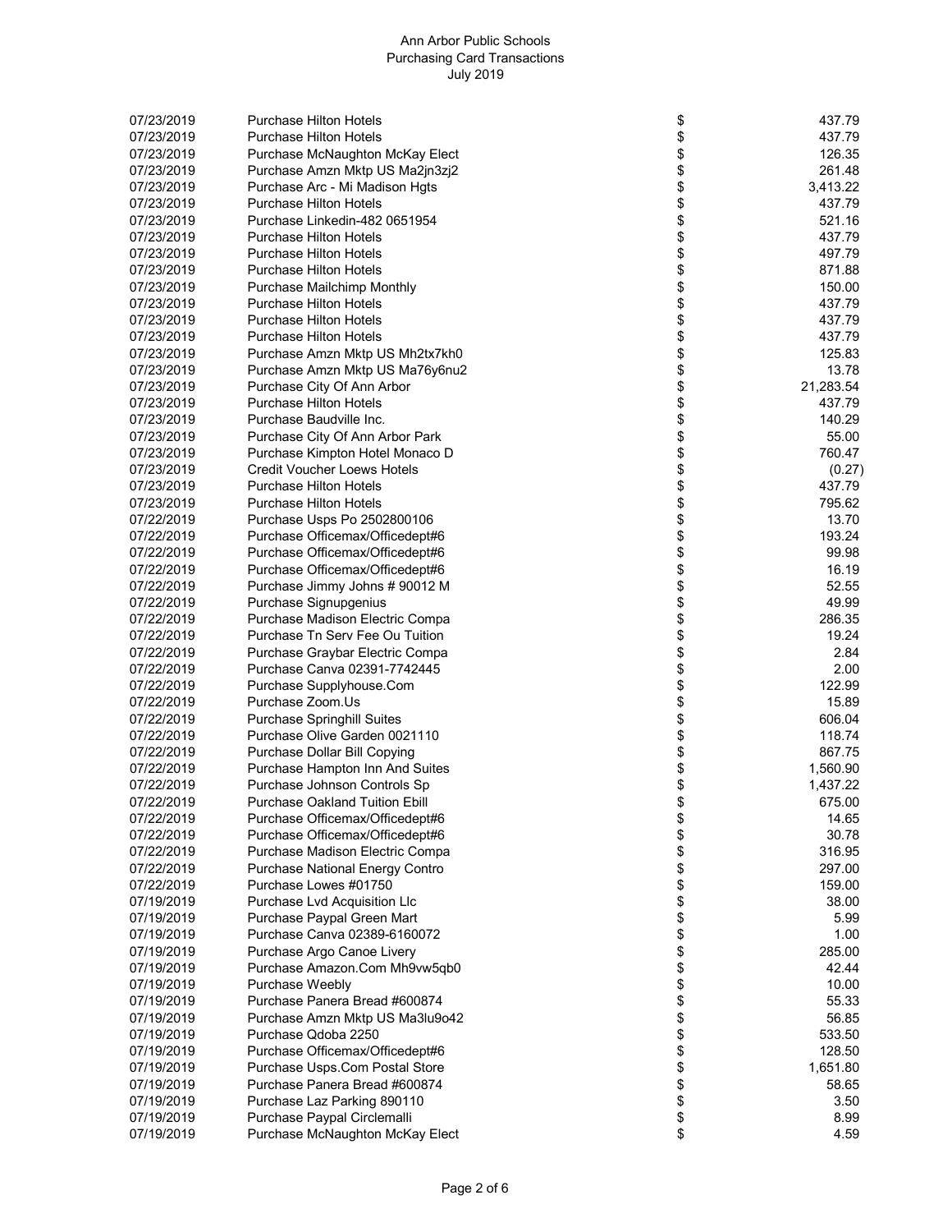# Ann Arbor Public Schools
## Purchasing Card Transactions
### July 2019

| Date | Description | | Amount |
|---|---|---|---|
| 07/23/2019 | Purchase Hilton Hotels | $ | 437.79 |
| 07/23/2019 | Purchase Hilton Hotels | $ | 437.79 |
| 07/23/2019 | Purchase McNaughton McKay Elect | $ | 126.35 |
| 07/23/2019 | Purchase Amzn Mktp US Ma2jn3zj2 | $ | 261.48 |
| 07/23/2019 | Purchase Arc - Mi Madison Hgts | $ | 3,413.22 |
| 07/23/2019 | Purchase Hilton Hotels | $ | 437.79 |
| 07/23/2019 | Purchase Linkedin-482 0651954 | $ | 521.16 |
| 07/23/2019 | Purchase Hilton Hotels | $ | 437.79 |
| 07/23/2019 | Purchase Hilton Hotels | $ | 497.79 |
| 07/23/2019 | Purchase Hilton Hotels | $ | 871.88 |
| 07/23/2019 | Purchase Mailchimp Monthly | $ | 150.00 |
| 07/23/2019 | Purchase Hilton Hotels | $ | 437.79 |
| 07/23/2019 | Purchase Hilton Hotels | $ | 437.79 |
| 07/23/2019 | Purchase Hilton Hotels | $ | 437.79 |
| 07/23/2019 | Purchase Amzn Mktp US Mh2tx7kh0 | $ | 125.83 |
| 07/23/2019 | Purchase Amzn Mktp US Ma76y6nu2 | $ | 13.78 |
| 07/23/2019 | Purchase City Of Ann Arbor | $ | 21,283.54 |
| 07/23/2019 | Purchase Hilton Hotels | $ | 437.79 |
| 07/23/2019 | Purchase Baudville Inc. | $ | 140.29 |
| 07/23/2019 | Purchase City Of Ann Arbor Park | $ | 55.00 |
| 07/23/2019 | Purchase Kimpton Hotel Monaco D | $ | 760.47 |
| 07/23/2019 | Credit Voucher Loews Hotels | $ | (0.27) |
| 07/23/2019 | Purchase Hilton Hotels | $ | 437.79 |
| 07/23/2019 | Purchase Hilton Hotels | $ | 795.62 |
| 07/22/2019 | Purchase Usps Po 2502800106 | $ | 13.70 |
| 07/22/2019 | Purchase Officemax/Officedept#6 | $ | 193.24 |
| 07/22/2019 | Purchase Officemax/Officedept#6 | $ | 99.98 |
| 07/22/2019 | Purchase Officemax/Officedept#6 | $ | 16.19 |
| 07/22/2019 | Purchase Jimmy Johns # 90012 M | $ | 52.55 |
| 07/22/2019 | Purchase Signupgenius | $ | 49.99 |
| 07/22/2019 | Purchase Madison Electric Compa | $ | 286.35 |
| 07/22/2019 | Purchase Tn Serv Fee Ou Tuition | $ | 19.24 |
| 07/22/2019 | Purchase Graybar Electric Compa | $ | 2.84 |
| 07/22/2019 | Purchase Canva 02391-7742445 | $ | 2.00 |
| 07/22/2019 | Purchase Supplyhouse.Com | $ | 122.99 |
| 07/22/2019 | Purchase Zoom.Us | $ | 15.89 |
| 07/22/2019 | Purchase Springhill Suites | $ | 606.04 |
| 07/22/2019 | Purchase Olive Garden 0021110 | $ | 118.74 |
| 07/22/2019 | Purchase Dollar Bill Copying | $ | 867.75 |
| 07/22/2019 | Purchase Hampton Inn And Suites | $ | 1,560.90 |
| 07/22/2019 | Purchase Johnson Controls Sp | $ | 1,437.22 |
| 07/22/2019 | Purchase Oakland Tuition Ebill | $ | 675.00 |
| 07/22/2019 | Purchase Officemax/Officedept#6 | $ | 14.65 |
| 07/22/2019 | Purchase Officemax/Officedept#6 | $ | 30.78 |
| 07/22/2019 | Purchase Madison Electric Compa | $ | 316.95 |
| 07/22/2019 | Purchase National Energy Contro | $ | 297.00 |
| 07/22/2019 | Purchase Lowes #01750 | $ | 159.00 |
| 07/19/2019 | Purchase Lvd Acquisition Llc | $ | 38.00 |
| 07/19/2019 | Purchase Paypal Green Mart | $ | 5.99 |
| 07/19/2019 | Purchase Canva 02389-6160072 | $ | 1.00 |
| 07/19/2019 | Purchase Argo Canoe Livery | $ | 285.00 |
| 07/19/2019 | Purchase Amazon.Com Mh9vw5qb0 | $ | 42.44 |
| 07/19/2019 | Purchase Weebly | $ | 10.00 |
| 07/19/2019 | Purchase Panera Bread #600874 | $ | 55.33 |
| 07/19/2019 | Purchase Amzn Mktp US Ma3lu9o42 | $ | 56.85 |
| 07/19/2019 | Purchase Qdoba 2250 | $ | 533.50 |
| 07/19/2019 | Purchase Officemax/Officedept#6 | $ | 128.50 |
| 07/19/2019 | Purchase Usps.Com Postal Store | $ | 1,651.80 |
| 07/19/2019 | Purchase Panera Bread #600874 | $ | 58.65 |
| 07/19/2019 | Purchase Laz Parking 890110 | $ | 3.50 |
| 07/19/2019 | Purchase Paypal Circlemalli | $ | 8.99 |
| 07/19/2019 | Purchase McNaughton McKay Elect | $ | 4.59 |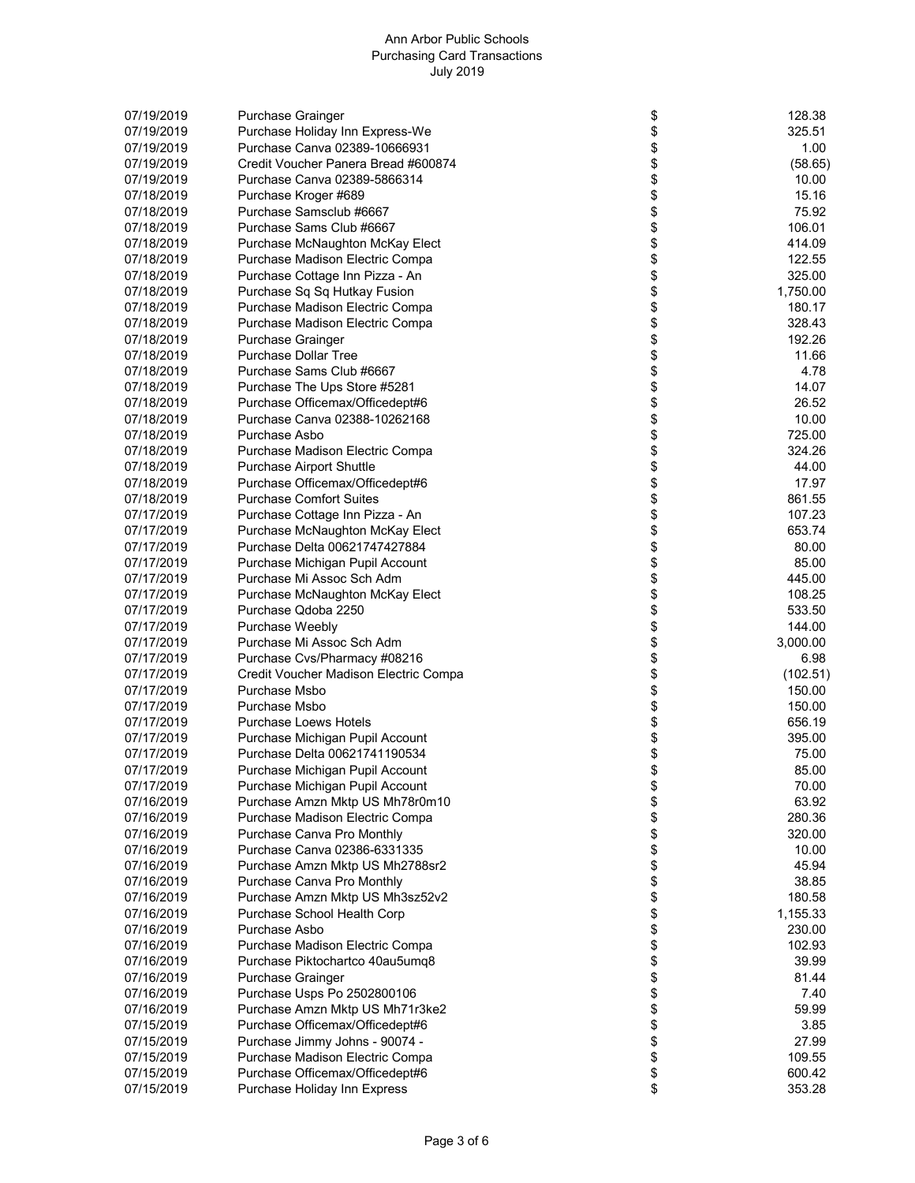Ann Arbor Public Schools
Purchasing Card Transactions
July 2019

| Date | Description | | Amount |
|---|---|---|---|
| 07/19/2019 | Purchase Grainger | $ | 128.38 |
| 07/19/2019 | Purchase Holiday Inn Express-We | $ | 325.51 |
| 07/19/2019 | Purchase Canva 02389-10666931 | $ | 1.00 |
| 07/19/2019 | Credit Voucher Panera Bread #600874 | $ | (58.65) |
| 07/19/2019 | Purchase Canva 02389-5866314 | $ | 10.00 |
| 07/18/2019 | Purchase Kroger #689 | $ | 15.16 |
| 07/18/2019 | Purchase Samsclub #6667 | $ | 75.92 |
| 07/18/2019 | Purchase Sams Club #6667 | $ | 106.01 |
| 07/18/2019 | Purchase McNaughton McKay Elect | $ | 414.09 |
| 07/18/2019 | Purchase Madison Electric Compa | $ | 122.55 |
| 07/18/2019 | Purchase Cottage Inn Pizza - An | $ | 325.00 |
| 07/18/2019 | Purchase Sq Sq Hutkay Fusion | $ | 1,750.00 |
| 07/18/2019 | Purchase Madison Electric Compa | $ | 180.17 |
| 07/18/2019 | Purchase Madison Electric Compa | $ | 328.43 |
| 07/18/2019 | Purchase Grainger | $ | 192.26 |
| 07/18/2019 | Purchase Dollar Tree | $ | 11.66 |
| 07/18/2019 | Purchase Sams Club #6667 | $ | 4.78 |
| 07/18/2019 | Purchase The Ups Store #5281 | $ | 14.07 |
| 07/18/2019 | Purchase Officemax/Officedept#6 | $ | 26.52 |
| 07/18/2019 | Purchase Canva 02388-10262168 | $ | 10.00 |
| 07/18/2019 | Purchase Asbo | $ | 725.00 |
| 07/18/2019 | Purchase Madison Electric Compa | $ | 324.26 |
| 07/18/2019 | Purchase Airport Shuttle | $ | 44.00 |
| 07/18/2019 | Purchase Officemax/Officedept#6 | $ | 17.97 |
| 07/18/2019 | Purchase Comfort Suites | $ | 861.55 |
| 07/17/2019 | Purchase Cottage Inn Pizza - An | $ | 107.23 |
| 07/17/2019 | Purchase McNaughton McKay Elect | $ | 653.74 |
| 07/17/2019 | Purchase Delta 00621747427884 | $ | 80.00 |
| 07/17/2019 | Purchase Michigan Pupil Account | $ | 85.00 |
| 07/17/2019 | Purchase Mi Assoc Sch Adm | $ | 445.00 |
| 07/17/2019 | Purchase McNaughton McKay Elect | $ | 108.25 |
| 07/17/2019 | Purchase Qdoba 2250 | $ | 533.50 |
| 07/17/2019 | Purchase Weebly | $ | 144.00 |
| 07/17/2019 | Purchase Mi Assoc Sch Adm | $ | 3,000.00 |
| 07/17/2019 | Purchase Cvs/Pharmacy #08216 | $ | 6.98 |
| 07/17/2019 | Credit Voucher Madison Electric Compa | $ | (102.51) |
| 07/17/2019 | Purchase Msbo | $ | 150.00 |
| 07/17/2019 | Purchase Msbo | $ | 150.00 |
| 07/17/2019 | Purchase Loews Hotels | $ | 656.19 |
| 07/17/2019 | Purchase Michigan Pupil Account | $ | 395.00 |
| 07/17/2019 | Purchase Delta 00621741190534 | $ | 75.00 |
| 07/17/2019 | Purchase Michigan Pupil Account | $ | 85.00 |
| 07/17/2019 | Purchase Michigan Pupil Account | $ | 70.00 |
| 07/16/2019 | Purchase Amzn Mktp US Mh78r0m10 | $ | 63.92 |
| 07/16/2019 | Purchase Madison Electric Compa | $ | 280.36 |
| 07/16/2019 | Purchase Canva Pro Monthly | $ | 320.00 |
| 07/16/2019 | Purchase Canva 02386-6331335 | $ | 10.00 |
| 07/16/2019 | Purchase Amzn Mktp US Mh2788sr2 | $ | 45.94 |
| 07/16/2019 | Purchase Canva Pro Monthly | $ | 38.85 |
| 07/16/2019 | Purchase Amzn Mktp US Mh3sz52v2 | $ | 180.58 |
| 07/16/2019 | Purchase School Health Corp | $ | 1,155.33 |
| 07/16/2019 | Purchase Asbo | $ | 230.00 |
| 07/16/2019 | Purchase Madison Electric Compa | $ | 102.93 |
| 07/16/2019 | Purchase Piktochartco 40au5umq8 | $ | 39.99 |
| 07/16/2019 | Purchase Grainger | $ | 81.44 |
| 07/16/2019 | Purchase Usps Po 2502800106 | $ | 7.40 |
| 07/16/2019 | Purchase Amzn Mktp US Mh71r3ke2 | $ | 59.99 |
| 07/15/2019 | Purchase Officemax/Officedept#6 | $ | 3.85 |
| 07/15/2019 | Purchase Jimmy Johns - 90074 - | $ | 27.99 |
| 07/15/2019 | Purchase Madison Electric Compa | $ | 109.55 |
| 07/15/2019 | Purchase Officemax/Officedept#6 | $ | 600.42 |
| 07/15/2019 | Purchase Holiday Inn Express | $ | 353.28 |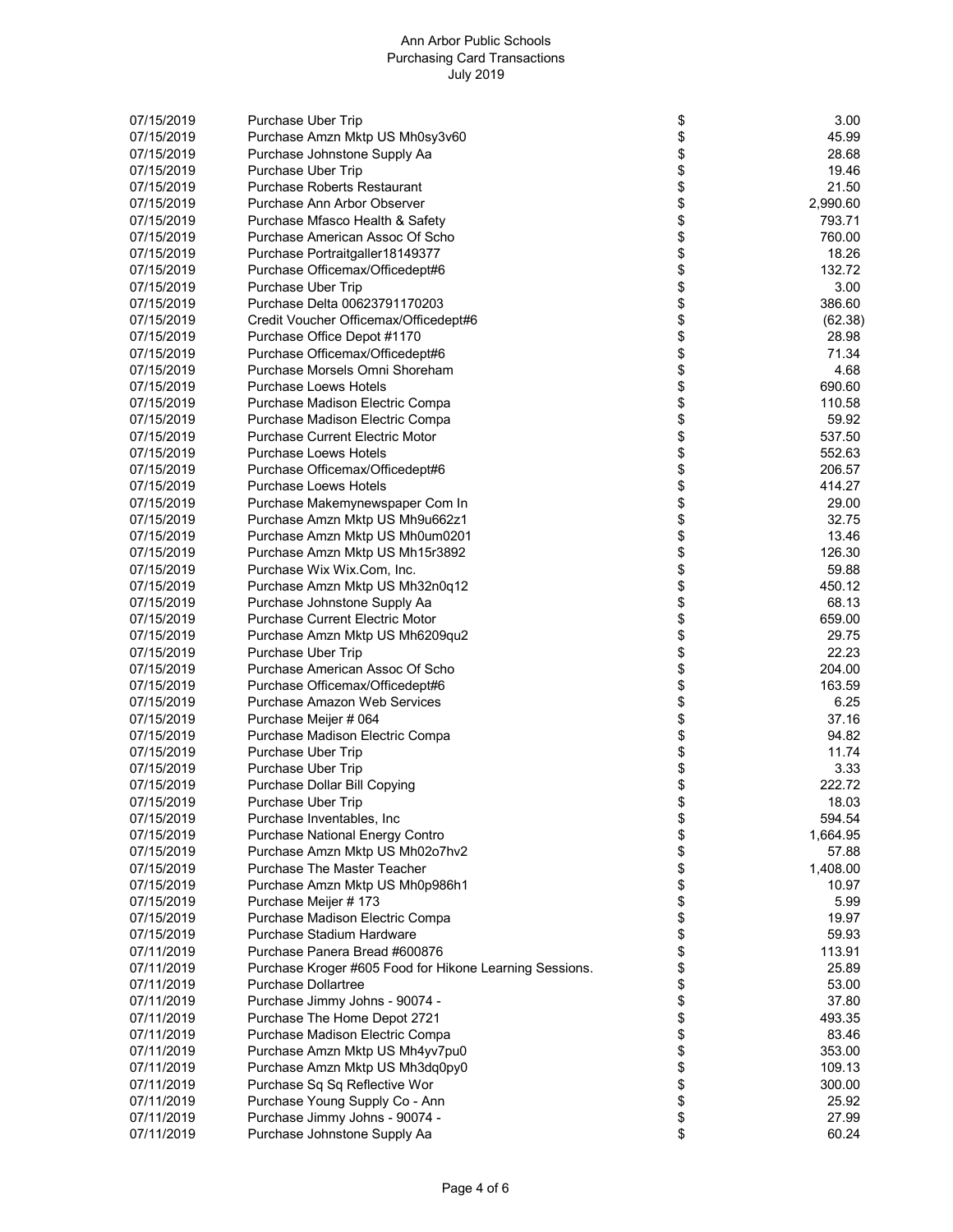Ann Arbor Public Schools
Purchasing Card Transactions
July 2019

| | | | |
|---|---|---|---|
| 07/15/2019 | Purchase Uber Trip | $ | 3.00 |
| 07/15/2019 | Purchase Amzn Mktp US Mh0sy3v60 | $ | 45.99 |
| 07/15/2019 | Purchase Johnstone Supply Aa | $ | 28.68 |
| 07/15/2019 | Purchase Uber Trip | $ | 19.46 |
| 07/15/2019 | Purchase Roberts Restaurant | $ | 21.50 |
| 07/15/2019 | Purchase Ann Arbor Observer | $ | 2,990.60 |
| 07/15/2019 | Purchase Mfasco Health & Safety | $ | 793.71 |
| 07/15/2019 | Purchase American Assoc Of Scho | $ | 760.00 |
| 07/15/2019 | Purchase Portraitgaller18149377 | $ | 18.26 |
| 07/15/2019 | Purchase Officemax/Officedept#6 | $ | 132.72 |
| 07/15/2019 | Purchase Uber Trip | $ | 3.00 |
| 07/15/2019 | Purchase Delta 00623791170203 | $ | 386.60 |
| 07/15/2019 | Credit Voucher Officemax/Officedept#6 | $ | (62.38) |
| 07/15/2019 | Purchase Office Depot #1170 | $ | 28.98 |
| 07/15/2019 | Purchase Officemax/Officedept#6 | $ | 71.34 |
| 07/15/2019 | Purchase Morsels Omni Shoreham | $ | 4.68 |
| 07/15/2019 | Purchase Loews Hotels | $ | 690.60 |
| 07/15/2019 | Purchase Madison Electric Compa | $ | 110.58 |
| 07/15/2019 | Purchase Madison Electric Compa | $ | 59.92 |
| 07/15/2019 | Purchase Current Electric Motor | $ | 537.50 |
| 07/15/2019 | Purchase Loews Hotels | $ | 552.63 |
| 07/15/2019 | Purchase Officemax/Officedept#6 | $ | 206.57 |
| 07/15/2019 | Purchase Loews Hotels | $ | 414.27 |
| 07/15/2019 | Purchase Makemynewspaper Com In | $ | 29.00 |
| 07/15/2019 | Purchase Amzn Mktp US Mh9u662z1 | $ | 32.75 |
| 07/15/2019 | Purchase Amzn Mktp US Mh0um0201 | $ | 13.46 |
| 07/15/2019 | Purchase Amzn Mktp US Mh15r3892 | $ | 126.30 |
| 07/15/2019 | Purchase Wix Wix.Com, Inc. | $ | 59.88 |
| 07/15/2019 | Purchase Amzn Mktp US Mh32n0q12 | $ | 450.12 |
| 07/15/2019 | Purchase Johnstone Supply Aa | $ | 68.13 |
| 07/15/2019 | Purchase Current Electric Motor | $ | 659.00 |
| 07/15/2019 | Purchase Amzn Mktp US Mh6209qu2 | $ | 29.75 |
| 07/15/2019 | Purchase Uber Trip | $ | 22.23 |
| 07/15/2019 | Purchase American Assoc Of Scho | $ | 204.00 |
| 07/15/2019 | Purchase Officemax/Officedept#6 | $ | 163.59 |
| 07/15/2019 | Purchase Amazon Web Services | $ | 6.25 |
| 07/15/2019 | Purchase Meijer # 064 | $ | 37.16 |
| 07/15/2019 | Purchase Madison Electric Compa | $ | 94.82 |
| 07/15/2019 | Purchase Uber Trip | $ | 11.74 |
| 07/15/2019 | Purchase Uber Trip | $ | 3.33 |
| 07/15/2019 | Purchase Dollar Bill Copying | $ | 222.72 |
| 07/15/2019 | Purchase Uber Trip | $ | 18.03 |
| 07/15/2019 | Purchase Inventables, Inc | $ | 594.54 |
| 07/15/2019 | Purchase National Energy Contro | $ | 1,664.95 |
| 07/15/2019 | Purchase Amzn Mktp US Mh02o7hv2 | $ | 57.88 |
| 07/15/2019 | Purchase The Master Teacher | $ | 1,408.00 |
| 07/15/2019 | Purchase Amzn Mktp US Mh0p986h1 | $ | 10.97 |
| 07/15/2019 | Purchase Meijer # 173 | $ | 5.99 |
| 07/15/2019 | Purchase Madison Electric Compa | $ | 19.97 |
| 07/15/2019 | Purchase Stadium Hardware | $ | 59.93 |
| 07/11/2019 | Purchase Panera Bread #600876 | $ | 113.91 |
| 07/11/2019 | Purchase Kroger #605 Food for Hikone Learning Sessions. | $ | 25.89 |
| 07/11/2019 | Purchase Dollartree | $ | 53.00 |
| 07/11/2019 | Purchase Jimmy Johns - 90074 - | $ | 37.80 |
| 07/11/2019 | Purchase The Home Depot 2721 | $ | 493.35 |
| 07/11/2019 | Purchase Madison Electric Compa | $ | 83.46 |
| 07/11/2019 | Purchase Amzn Mktp US Mh4yv7pu0 | $ | 353.00 |
| 07/11/2019 | Purchase Amzn Mktp US Mh3dq0py0 | $ | 109.13 |
| 07/11/2019 | Purchase Sq Sq Reflective Wor | $ | 300.00 |
| 07/11/2019 | Purchase Young Supply Co - Ann | $ | 25.92 |
| 07/11/2019 | Purchase Jimmy Johns - 90074 - | $ | 27.99 |
| 07/11/2019 | Purchase Johnstone Supply Aa | $ | 60.24 |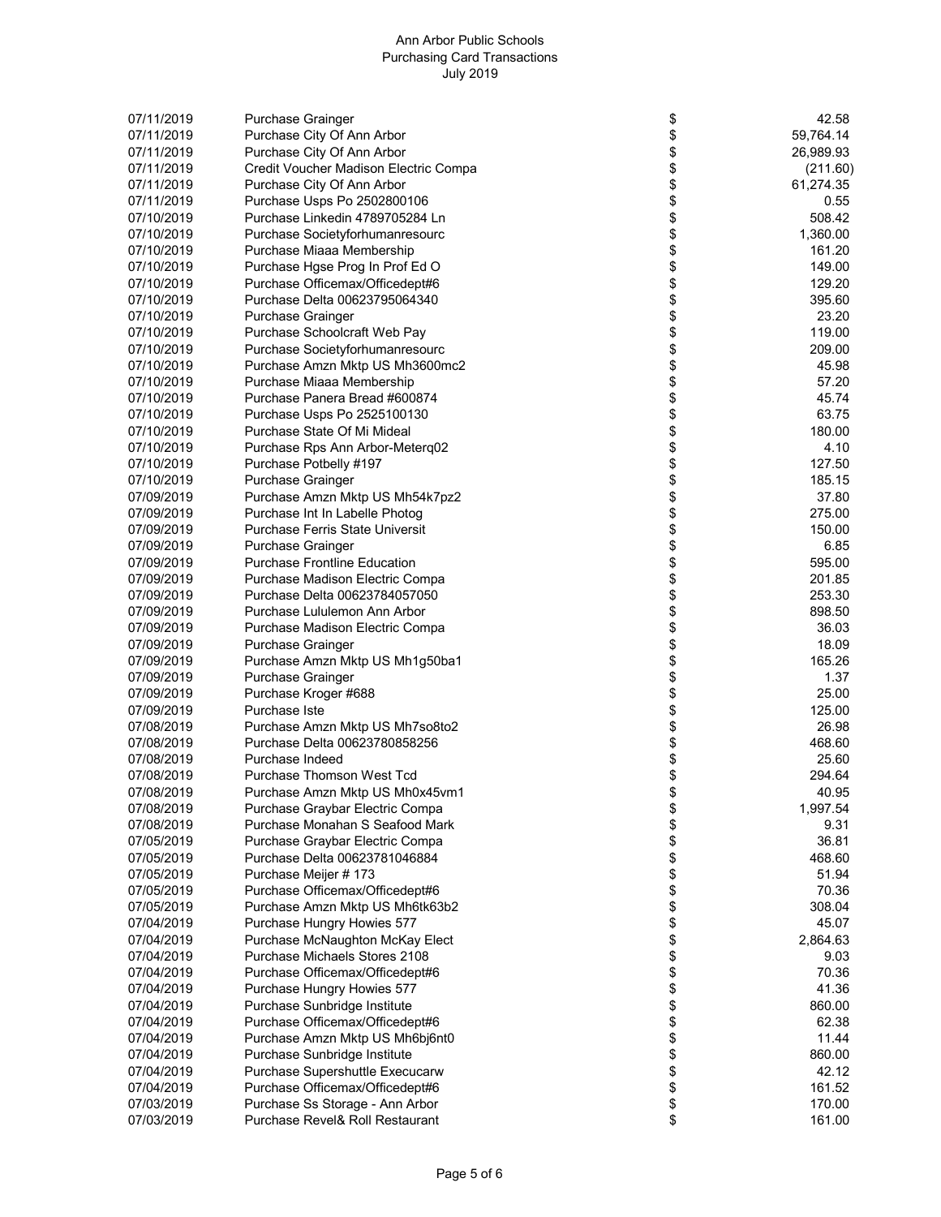Ann Arbor Public Schools
Purchasing Card Transactions
July 2019

| | | | |
|---|---|---|---|
| 07/11/2019 | Purchase Grainger | $ | 42.58 |
| 07/11/2019 | Purchase City Of Ann Arbor | $ | 59,764.14 |
| 07/11/2019 | Purchase City Of Ann Arbor | $ | 26,989.93 |
| 07/11/2019 | Credit Voucher Madison Electric Compa | $ | (211.60) |
| 07/11/2019 | Purchase City Of Ann Arbor | $ | 61,274.35 |
| 07/11/2019 | Purchase Usps Po 2502800106 | $ | 0.55 |
| 07/10/2019 | Purchase Linkedin 4789705284 Ln | $ | 508.42 |
| 07/10/2019 | Purchase Societyforhumanresourc | $ | 1,360.00 |
| 07/10/2019 | Purchase Miaaa Membership | $ | 161.20 |
| 07/10/2019 | Purchase Hgse Prog In Prof Ed O | $ | 149.00 |
| 07/10/2019 | Purchase Officemax/Officedept#6 | $ | 129.20 |
| 07/10/2019 | Purchase Delta 00623795064340 | $ | 395.60 |
| 07/10/2019 | Purchase Grainger | $ | 23.20 |
| 07/10/2019 | Purchase Schoolcraft Web Pay | $ | 119.00 |
| 07/10/2019 | Purchase Societyforhumanresourc | $ | 209.00 |
| 07/10/2019 | Purchase Amzn Mktp US Mh3600mc2 | $ | 45.98 |
| 07/10/2019 | Purchase Miaaa Membership | $ | 57.20 |
| 07/10/2019 | Purchase Panera Bread #600874 | $ | 45.74 |
| 07/10/2019 | Purchase Usps Po 2525100130 | $ | 63.75 |
| 07/10/2019 | Purchase State Of Mi Mideal | $ | 180.00 |
| 07/10/2019 | Purchase Rps Ann Arbor-Meterq02 | $ | 4.10 |
| 07/10/2019 | Purchase Potbelly #197 | $ | 127.50 |
| 07/10/2019 | Purchase Grainger | $ | 185.15 |
| 07/09/2019 | Purchase Amzn Mktp US Mh54k7pz2 | $ | 37.80 |
| 07/09/2019 | Purchase Int In Labelle Photog | $ | 275.00 |
| 07/09/2019 | Purchase Ferris State Universit | $ | 150.00 |
| 07/09/2019 | Purchase Grainger | $ | 6.85 |
| 07/09/2019 | Purchase Frontline Education | $ | 595.00 |
| 07/09/2019 | Purchase Madison Electric Compa | $ | 201.85 |
| 07/09/2019 | Purchase Delta 00623784057050 | $ | 253.30 |
| 07/09/2019 | Purchase Lululemon Ann Arbor | $ | 898.50 |
| 07/09/2019 | Purchase Madison Electric Compa | $ | 36.03 |
| 07/09/2019 | Purchase Grainger | $ | 18.09 |
| 07/09/2019 | Purchase Amzn Mktp US Mh1g50ba1 | $ | 165.26 |
| 07/09/2019 | Purchase Grainger | $ | 1.37 |
| 07/09/2019 | Purchase Kroger #688 | $ | 25.00 |
| 07/09/2019 | Purchase Iste | $ | 125.00 |
| 07/08/2019 | Purchase Amzn Mktp US Mh7so8to2 | $ | 26.98 |
| 07/08/2019 | Purchase Delta 00623780858256 | $ | 468.60 |
| 07/08/2019 | Purchase Indeed | $ | 25.60 |
| 07/08/2019 | Purchase Thomson West Tcd | $ | 294.64 |
| 07/08/2019 | Purchase Amzn Mktp US Mh0x45vm1 | $ | 40.95 |
| 07/08/2019 | Purchase Graybar Electric Compa | $ | 1,997.54 |
| 07/08/2019 | Purchase Monahan S Seafood Mark | $ | 9.31 |
| 07/05/2019 | Purchase Graybar Electric Compa | $ | 36.81 |
| 07/05/2019 | Purchase Delta 00623781046884 | $ | 468.60 |
| 07/05/2019 | Purchase Meijer # 173 | $ | 51.94 |
| 07/05/2019 | Purchase Officemax/Officedept#6 | $ | 70.36 |
| 07/05/2019 | Purchase Amzn Mktp US Mh6tk63b2 | $ | 308.04 |
| 07/04/2019 | Purchase Hungry Howies 577 | $ | 45.07 |
| 07/04/2019 | Purchase McNaughton McKay Elect | $ | 2,864.63 |
| 07/04/2019 | Purchase Michaels Stores 2108 | $ | 9.03 |
| 07/04/2019 | Purchase Officemax/Officedept#6 | $ | 70.36 |
| 07/04/2019 | Purchase Hungry Howies 577 | $ | 41.36 |
| 07/04/2019 | Purchase Sunbridge Institute | $ | 860.00 |
| 07/04/2019 | Purchase Officemax/Officedept#6 | $ | 62.38 |
| 07/04/2019 | Purchase Amzn Mktp US Mh6bj6nt0 | $ | 11.44 |
| 07/04/2019 | Purchase Sunbridge Institute | $ | 860.00 |
| 07/04/2019 | Purchase Supershuttle Execucarw | $ | 42.12 |
| 07/04/2019 | Purchase Officemax/Officedept#6 | $ | 161.52 |
| 07/03/2019 | Purchase Ss Storage - Ann Arbor | $ | 170.00 |
| 07/03/2019 | Purchase Revel& Roll Restaurant | $ | 161.00 |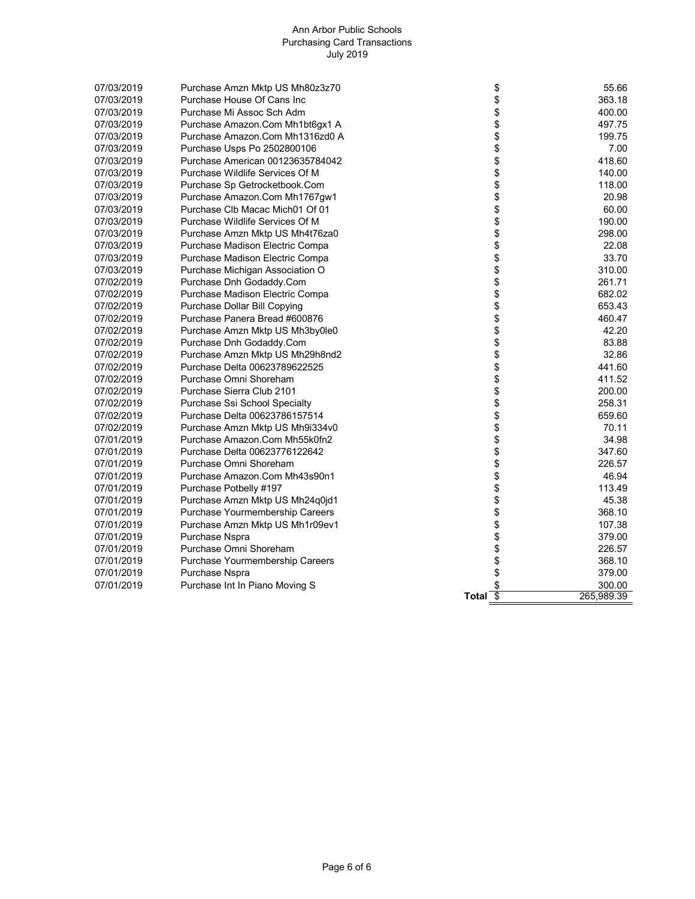Ann Arbor Public Schools
Purchasing Card Transactions
July 2019

| | | | |
|---|---|---|---|
| 07/03/2019 | Purchase Amzn Mktp US Mh80z3z70 | $ | 55.66 |
| 07/03/2019 | Purchase House Of Cans Inc | $ | 363.18 |
| 07/03/2019 | Purchase Mi Assoc Sch Adm | $ | 400.00 |
| 07/03/2019 | Purchase Amazon.Com Mh1bt6gx1 A | $ | 497.75 |
| 07/03/2019 | Purchase Amazon.Com Mh1316zd0 A | $ | 199.75 |
| 07/03/2019 | Purchase Usps Po 2502800106 | $ | 7.00 |
| 07/03/2019 | Purchase American 00123635784042 | $ | 418.60 |
| 07/03/2019 | Purchase Wildlife Services Of M | $ | 140.00 |
| 07/03/2019 | Purchase Sp Getrocketbook.Com | $ | 118.00 |
| 07/03/2019 | Purchase Amazon.Com Mh1767gw1 | $ | 20.98 |
| 07/03/2019 | Purchase Clb Macac Mich01 Of 01 | $ | 60.00 |
| 07/03/2019 | Purchase Wildlife Services Of M | $ | 190.00 |
| 07/03/2019 | Purchase Amzn Mktp US Mh4t76za0 | $ | 298.00 |
| 07/03/2019 | Purchase Madison Electric Compa | $ | 22.08 |
| 07/03/2019 | Purchase Madison Electric Compa | $ | 33.70 |
| 07/03/2019 | Purchase Michigan Association O | $ | 310.00 |
| 07/02/2019 | Purchase Dnh Godaddy.Com | $ | 261.71 |
| 07/02/2019 | Purchase Madison Electric Compa | $ | 682.02 |
| 07/02/2019 | Purchase Dollar Bill Copying | $ | 653.43 |
| 07/02/2019 | Purchase Panera Bread #600876 | $ | 460.47 |
| 07/02/2019 | Purchase Amzn Mktp US Mh3by0le0 | $ | 42.20 |
| 07/02/2019 | Purchase Dnh Godaddy.Com | $ | 83.88 |
| 07/02/2019 | Purchase Amzn Mktp US Mh29h8nd2 | $ | 32.86 |
| 07/02/2019 | Purchase Delta 00623789622525 | $ | 441.60 |
| 07/02/2019 | Purchase Omni Shoreham | $ | 411.52 |
| 07/02/2019 | Purchase Sierra Club 2101 | $ | 200.00 |
| 07/02/2019 | Purchase Ssi School Specialty | $ | 258.31 |
| 07/02/2019 | Purchase Delta 00623786157514 | $ | 659.60 |
| 07/02/2019 | Purchase Amzn Mktp US Mh9i334v0 | $ | 70.11 |
| 07/01/2019 | Purchase Amazon.Com Mh55k0fn2 | $ | 34.98 |
| 07/01/2019 | Purchase Delta 00623776122642 | $ | 347.60 |
| 07/01/2019 | Purchase Omni Shoreham | $ | 226.57 |
| 07/01/2019 | Purchase Amazon.Com Mh43s90n1 | $ | 46.94 |
| 07/01/2019 | Purchase Potbelly #197 | $ | 113.49 |
| 07/01/2019 | Purchase Amzn Mktp US Mh24q0jd1 | $ | 45.38 |
| 07/01/2019 | Purchase Yourmembership Careers | $ | 368.10 |
| 07/01/2019 | Purchase Amzn Mktp US Mh1r09ev1 | $ | 107.38 |
| 07/01/2019 | Purchase Nspra | $ | 379.00 |
| 07/01/2019 | Purchase Omni Shoreham | $ | 226.57 |
| 07/01/2019 | Purchase Yourmembership Careers | $ | 368.10 |
| 07/01/2019 | Purchase Nspra | $ | 379.00 |
| 07/01/2019 | Purchase Int In Piano Moving S | $ | 300.00 |
| | **Total** | $ | 265,989.39 |